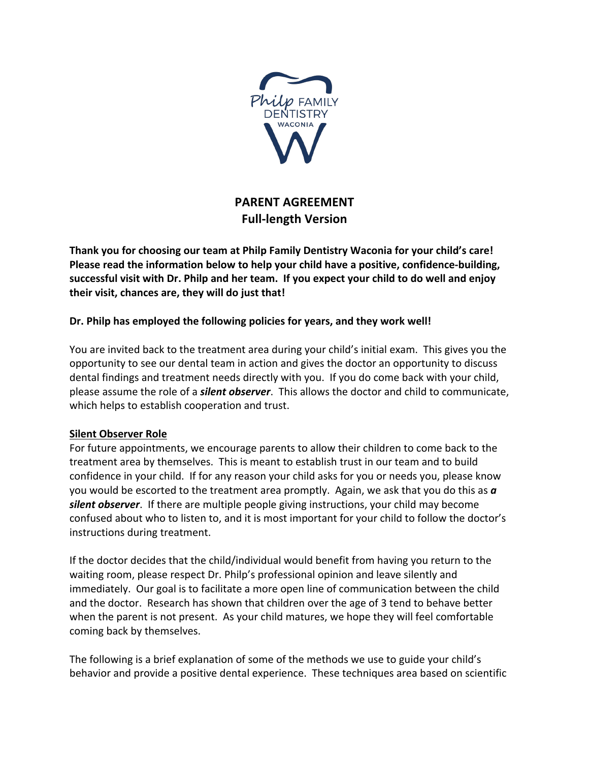# PARENT AGREEMENT
## Full-length Version

**Thank you for choosing our team at Philp Family Dentistry Waconia for your child's care! Please read the information below to help your child have a positive, confidence-building, successful visit with Dr. Philp and her team. If you expect your child to do well and enjoy their visit, chances are, they will do just that!**

**Dr. Philp has employed the following policies for years, and they work well!**

You are invited back to the treatment area during your child's initial exam. This gives you the opportunity to see our dental team in action and gives the doctor an opportunity to discuss dental findings and treatment needs directly with you. If you do come back with your child, please assume the role of a ***silent observer***. This allows the doctor and child to communicate, which helps to establish cooperation and trust.

### Silent Observer Role

For future appointments, we encourage parents to allow their children to come back to the treatment area by themselves. This is meant to establish trust in our team and to build confidence in your child. If for any reason your child asks for you or needs you, please know you would be escorted to the treatment area promptly. Again, we ask that you do this as ***a silent observer***. If there are multiple people giving instructions, your child may become confused about who to listen to, and it is most important for your child to follow the doctor's instructions during treatment.

If the doctor decides that the child/individual would benefit from having you return to the waiting room, please respect Dr. Philp's professional opinion and leave silently and immediately. Our goal is to facilitate a more open line of communication between the child and the doctor. Research has shown that children over the age of 3 tend to behave better when the parent is not present. As your child matures, we hope they will feel comfortable coming back by themselves.

The following is a brief explanation of some of the methods we use to guide your child's behavior and provide a positive dental experience. These techniques area based on scientific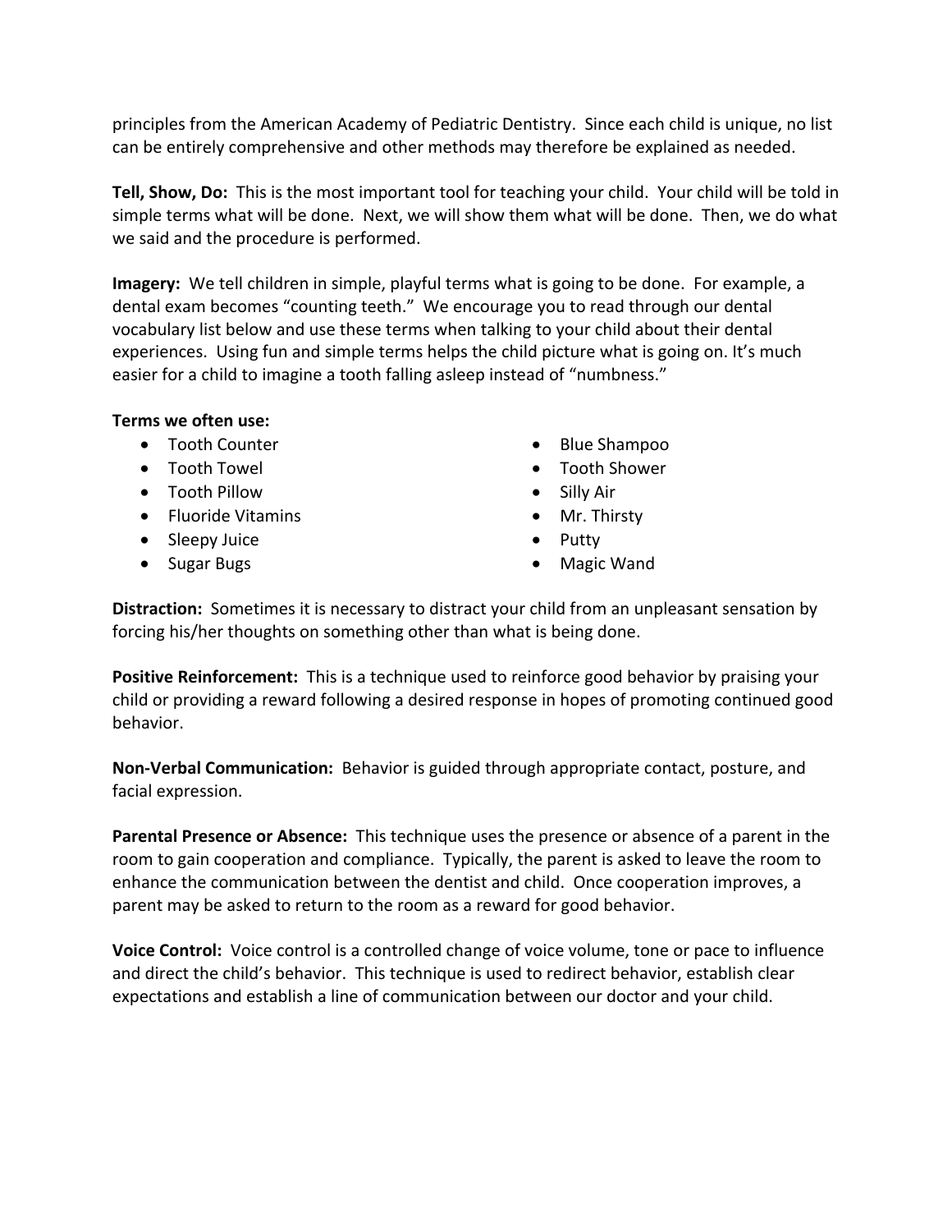principles from the American Academy of Pediatric Dentistry. Since each child is unique, no list can be entirely comprehensive and other methods may therefore be explained as needed.

**Tell, Show, Do:** This is the most important tool for teaching your child. Your child will be told in simple terms what will be done. Next, we will show them what will be done. Then, we do what we said and the procedure is performed.

**Imagery:** We tell children in simple, playful terms what is going to be done. For example, a dental exam becomes "counting teeth." We encourage you to read through our dental vocabulary list below and use these terms when talking to your child about their dental experiences. Using fun and simple terms helps the child picture what is going on. It's much easier for a child to imagine a tooth falling asleep instead of "numbness."

**Terms we often use:**

- Tooth Counter
- Tooth Towel
- Tooth Pillow
- Fluoride Vitamins
- Sleepy Juice
- Sugar Bugs
- Blue Shampoo
- Tooth Shower
- Silly Air
- Mr. Thirsty
- Putty
- Magic Wand

**Distraction:** Sometimes it is necessary to distract your child from an unpleasant sensation by forcing his/her thoughts on something other than what is being done.

**Positive Reinforcement:** This is a technique used to reinforce good behavior by praising your child or providing a reward following a desired response in hopes of promoting continued good behavior.

**Non-Verbal Communication:** Behavior is guided through appropriate contact, posture, and facial expression.

**Parental Presence or Absence:** This technique uses the presence or absence of a parent in the room to gain cooperation and compliance. Typically, the parent is asked to leave the room to enhance the communication between the dentist and child. Once cooperation improves, a parent may be asked to return to the room as a reward for good behavior.

**Voice Control:** Voice control is a controlled change of voice volume, tone or pace to influence and direct the child's behavior. This technique is used to redirect behavior, establish clear expectations and establish a line of communication between our doctor and your child.